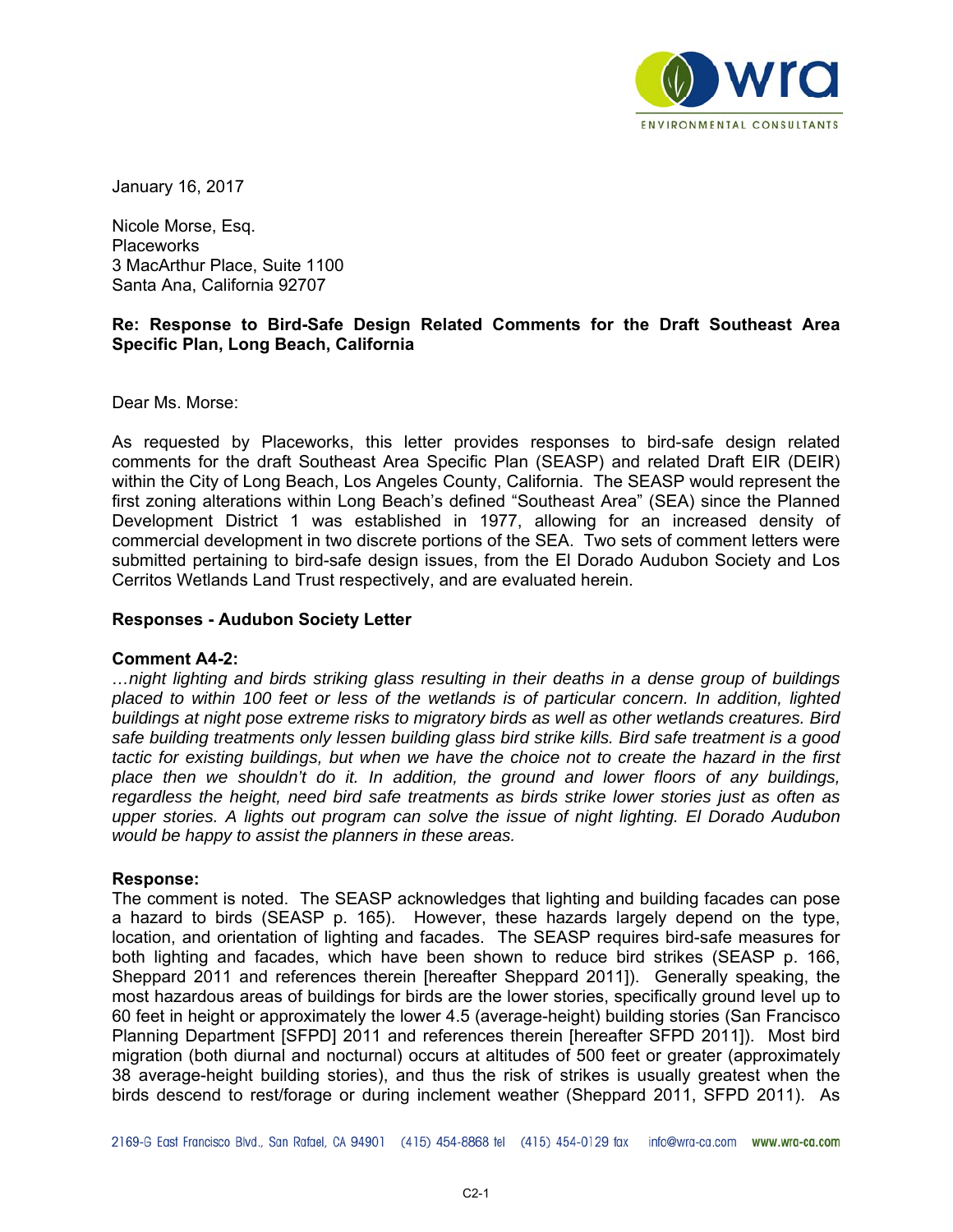January 16, 2017

Nicole Morse, Esq.
Placeworks
3 MacArthur Place, Suite 1100
Santa Ana, California 92707

**Re: Response to Bird-Safe Design Related Comments for the Draft Southeast Area Specific Plan, Long Beach, California**

Dear Ms. Morse:

As requested by Placeworks, this letter provides responses to bird-safe design related comments for the draft Southeast Area Specific Plan (SEASP) and related Draft EIR (DEIR) within the City of Long Beach, Los Angeles County, California. The SEASP would represent the first zoning alterations within Long Beach's defined "Southeast Area" (SEA) since the Planned Development District 1 was established in 1977, allowing for an increased density of commercial development in two discrete portions of the SEA. Two sets of comment letters were submitted pertaining to bird-safe design issues, from the El Dorado Audubon Society and Los Cerritos Wetlands Land Trust respectively, and are evaluated herein.

## Responses - Audubon Society Letter

### Comment A4-2:

*…night lighting and birds striking glass resulting in their deaths in a dense group of buildings placed to within 100 feet or less of the wetlands is of particular concern. In addition, lighted buildings at night pose extreme risks to migratory birds as well as other wetlands creatures. Bird safe building treatments only lessen building glass bird strike kills. Bird safe treatment is a good tactic for existing buildings, but when we have the choice not to create the hazard in the first place then we shouldn't do it. In addition, the ground and lower floors of any buildings, regardless the height, need bird safe treatments as birds strike lower stories just as often as upper stories. A lights out program can solve the issue of night lighting. El Dorado Audubon would be happy to assist the planners in these areas.*

### Response:

The comment is noted. The SEASP acknowledges that lighting and building facades can pose a hazard to birds (SEASP p. 165). However, these hazards largely depend on the type, location, and orientation of lighting and facades. The SEASP requires bird-safe measures for both lighting and facades, which have been shown to reduce bird strikes (SEASP p. 166, Sheppard 2011 and references therein [hereafter Sheppard 2011]). Generally speaking, the most hazardous areas of buildings for birds are the lower stories, specifically ground level up to 60 feet in height or approximately the lower 4.5 (average-height) building stories (San Francisco Planning Department [SFPD] 2011 and references therein [hereafter SFPD 2011]). Most bird migration (both diurnal and nocturnal) occurs at altitudes of 500 feet or greater (approximately 38 average-height building stories), and thus the risk of strikes is usually greatest when the birds descend to rest/forage or during inclement weather (Sheppard 2011, SFPD 2011). As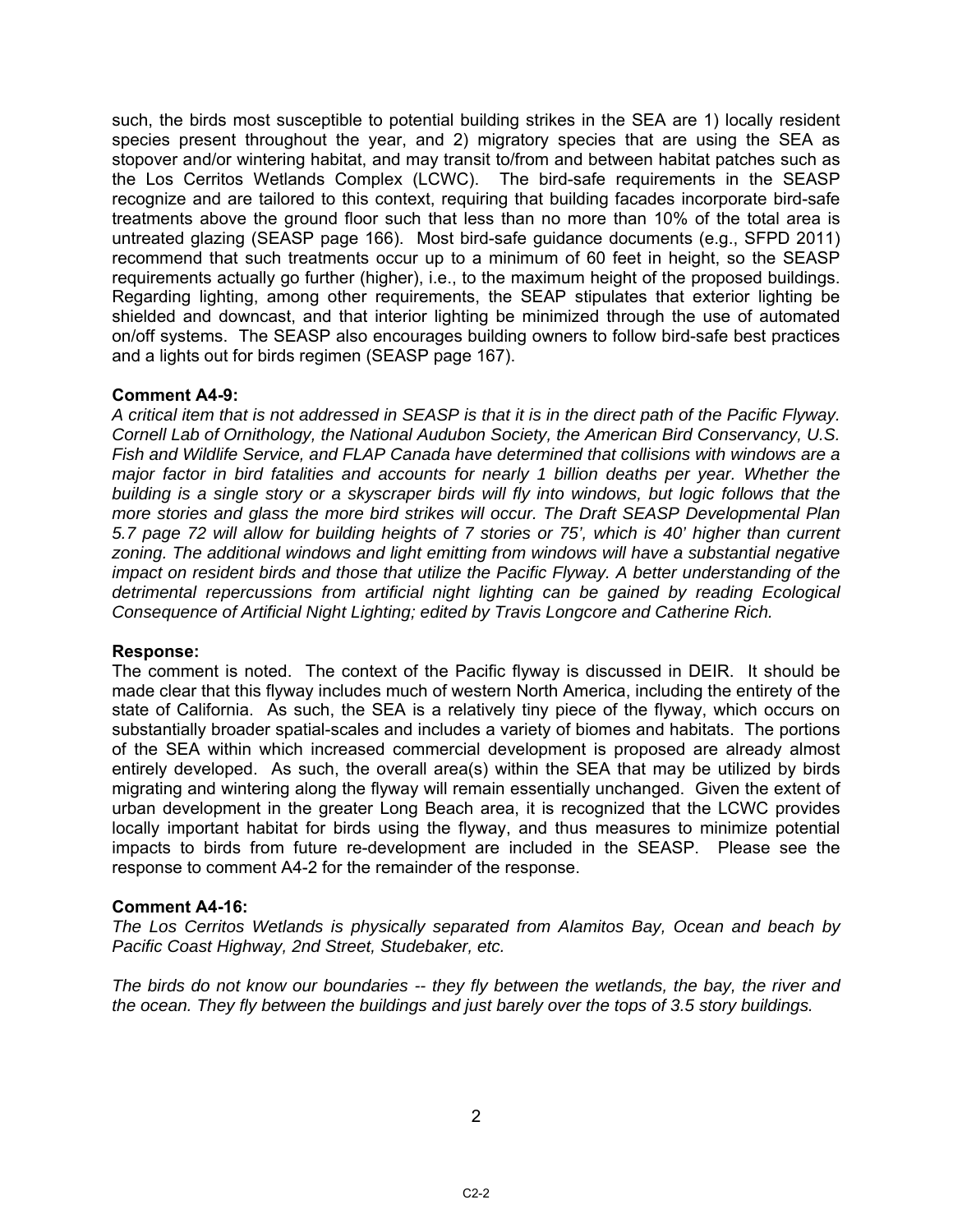such, the birds most susceptible to potential building strikes in the SEA are 1) locally resident species present throughout the year, and 2) migratory species that are using the SEA as stopover and/or wintering habitat, and may transit to/from and between habitat patches such as the Los Cerritos Wetlands Complex (LCWC). The bird-safe requirements in the SEASP recognize and are tailored to this context, requiring that building facades incorporate bird-safe treatments above the ground floor such that less than no more than 10% of the total area is untreated glazing (SEASP page 166). Most bird-safe guidance documents (e.g., SFPD 2011) recommend that such treatments occur up to a minimum of 60 feet in height, so the SEASP requirements actually go further (higher), i.e., to the maximum height of the proposed buildings. Regarding lighting, among other requirements, the SEAP stipulates that exterior lighting be shielded and downcast, and that interior lighting be minimized through the use of automated on/off systems. The SEASP also encourages building owners to follow bird-safe best practices and a lights out for birds regimen (SEASP page 167).

**Comment A4-9:**

*A critical item that is not addressed in SEASP is that it is in the direct path of the Pacific Flyway. Cornell Lab of Ornithology, the National Audubon Society, the American Bird Conservancy, U.S. Fish and Wildlife Service, and FLAP Canada have determined that collisions with windows are a major factor in bird fatalities and accounts for nearly 1 billion deaths per year. Whether the building is a single story or a skyscraper birds will fly into windows, but logic follows that the more stories and glass the more bird strikes will occur. The Draft SEASP Developmental Plan 5.7 page 72 will allow for building heights of 7 stories or 75', which is 40' higher than current zoning. The additional windows and light emitting from windows will have a substantial negative impact on resident birds and those that utilize the Pacific Flyway. A better understanding of the detrimental repercussions from artificial night lighting can be gained by reading Ecological Consequence of Artificial Night Lighting; edited by Travis Longcore and Catherine Rich.*

**Response:**

The comment is noted. The context of the Pacific flyway is discussed in DEIR. It should be made clear that this flyway includes much of western North America, including the entirety of the state of California. As such, the SEA is a relatively tiny piece of the flyway, which occurs on substantially broader spatial-scales and includes a variety of biomes and habitats. The portions of the SEA within which increased commercial development is proposed are already almost entirely developed. As such, the overall area(s) within the SEA that may be utilized by birds migrating and wintering along the flyway will remain essentially unchanged. Given the extent of urban development in the greater Long Beach area, it is recognized that the LCWC provides locally important habitat for birds using the flyway, and thus measures to minimize potential impacts to birds from future re-development are included in the SEASP. Please see the response to comment A4-2 for the remainder of the response.

**Comment A4-16:**

*The Los Cerritos Wetlands is physically separated from Alamitos Bay, Ocean and beach by Pacific Coast Highway, 2nd Street, Studebaker, etc.*

*The birds do not know our boundaries -- they fly between the wetlands, the bay, the river and the ocean. They fly between the buildings and just barely over the tops of 3.5 story buildings.*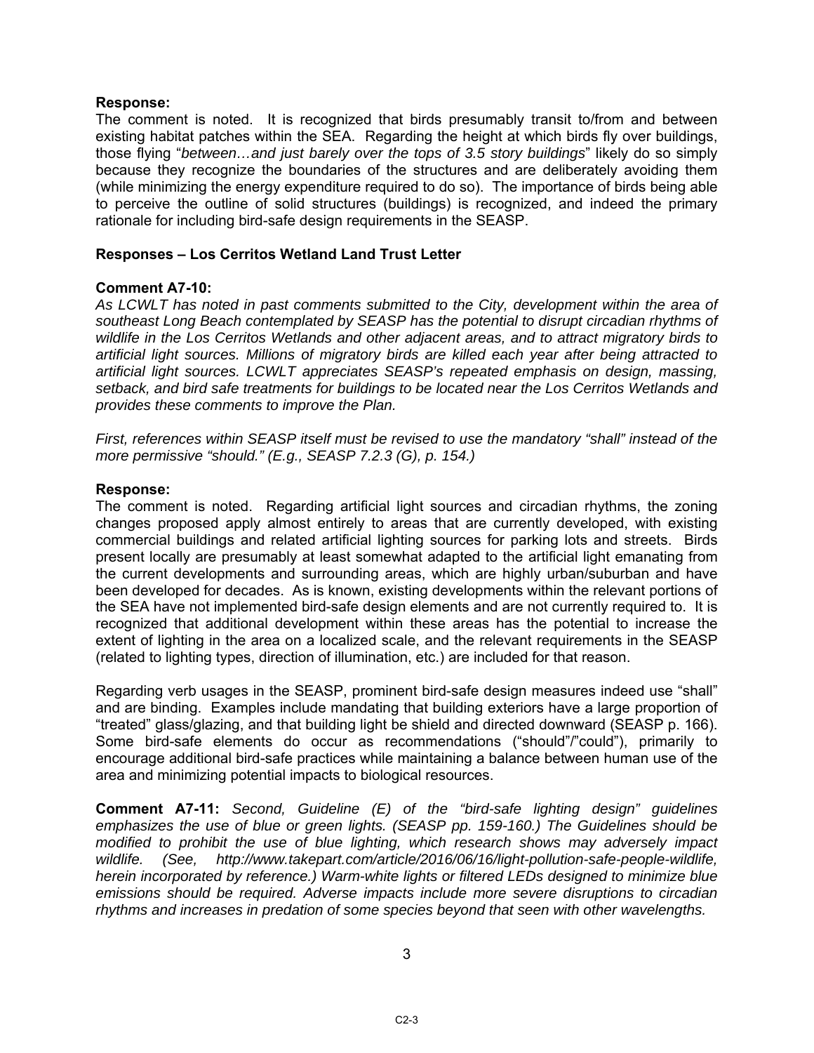**Response:**
The comment is noted. It is recognized that birds presumably transit to/from and between existing habitat patches within the SEA. Regarding the height at which birds fly over buildings, those flying "*between…and just barely over the tops of 3.5 story buildings*" likely do so simply because they recognize the boundaries of the structures and are deliberately avoiding them (while minimizing the energy expenditure required to do so). The importance of birds being able to perceive the outline of solid structures (buildings) is recognized, and indeed the primary rationale for including bird-safe design requirements in the SEASP.

**Responses – Los Cerritos Wetland Land Trust Letter**

**Comment A7-10:**
*As LCWLT has noted in past comments submitted to the City, development within the area of southeast Long Beach contemplated by SEASP has the potential to disrupt circadian rhythms of wildlife in the Los Cerritos Wetlands and other adjacent areas, and to attract migratory birds to artificial light sources. Millions of migratory birds are killed each year after being attracted to artificial light sources. LCWLT appreciates SEASP's repeated emphasis on design, massing, setback, and bird safe treatments for buildings to be located near the Los Cerritos Wetlands and provides these comments to improve the Plan.*

*First, references within SEASP itself must be revised to use the mandatory "shall" instead of the more permissive "should." (E.g., SEASP 7.2.3 (G), p. 154.)*

**Response:**
The comment is noted. Regarding artificial light sources and circadian rhythms, the zoning changes proposed apply almost entirely to areas that are currently developed, with existing commercial buildings and related artificial lighting sources for parking lots and streets. Birds present locally are presumably at least somewhat adapted to the artificial light emanating from the current developments and surrounding areas, which are highly urban/suburban and have been developed for decades. As is known, existing developments within the relevant portions of the SEA have not implemented bird-safe design elements and are not currently required to. It is recognized that additional development within these areas has the potential to increase the extent of lighting in the area on a localized scale, and the relevant requirements in the SEASP (related to lighting types, direction of illumination, etc.) are included for that reason.

Regarding verb usages in the SEASP, prominent bird-safe design measures indeed use "shall" and are binding. Examples include mandating that building exteriors have a large proportion of "treated" glass/glazing, and that building light be shield and directed downward (SEASP p. 166). Some bird-safe elements do occur as recommendations ("should"/"could"), primarily to encourage additional bird-safe practices while maintaining a balance between human use of the area and minimizing potential impacts to biological resources.

**Comment A7-11:** *Second, Guideline (E) of the "bird-safe lighting design" guidelines emphasizes the use of blue or green lights. (SEASP pp. 159-160.) The Guidelines should be modified to prohibit the use of blue lighting, which research shows may adversely impact wildlife. (See, http://www.takepart.com/article/2016/06/16/light-pollution-safe-people-wildlife, herein incorporated by reference.) Warm-white lights or filtered LEDs designed to minimize blue emissions should be required. Adverse impacts include more severe disruptions to circadian rhythms and increases in predation of some species beyond that seen with other wavelengths.*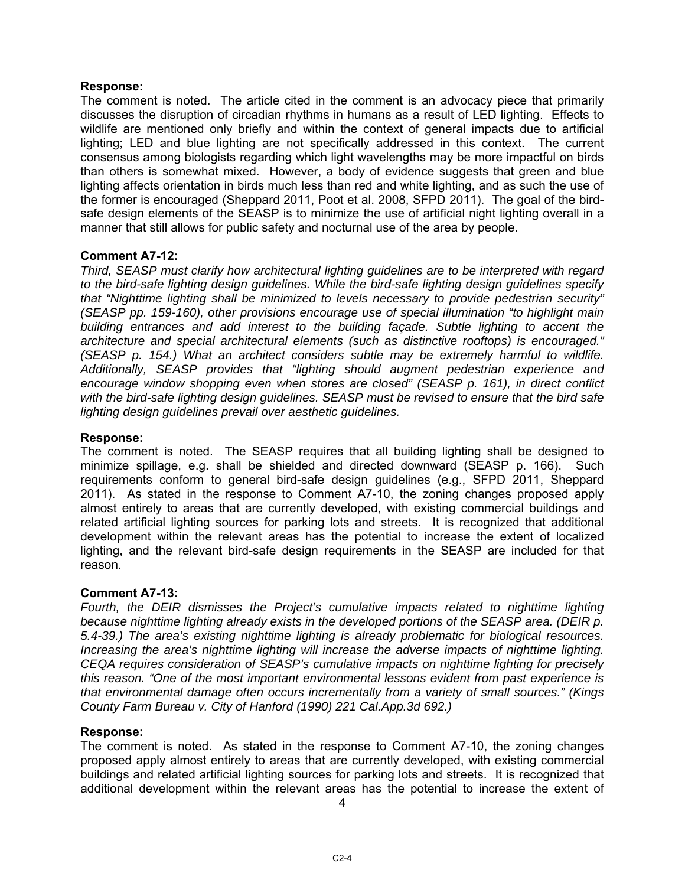**Response:**
The comment is noted. The article cited in the comment is an advocacy piece that primarily discusses the disruption of circadian rhythms in humans as a result of LED lighting. Effects to wildlife are mentioned only briefly and within the context of general impacts due to artificial lighting; LED and blue lighting are not specifically addressed in this context. The current consensus among biologists regarding which light wavelengths may be more impactful on birds than others is somewhat mixed. However, a body of evidence suggests that green and blue lighting affects orientation in birds much less than red and white lighting, and as such the use of the former is encouraged (Sheppard 2011, Poot et al. 2008, SFPD 2011). The goal of the bird-safe design elements of the SEASP is to minimize the use of artificial night lighting overall in a manner that still allows for public safety and nocturnal use of the area by people.

**Comment A7-12:**
*Third, SEASP must clarify how architectural lighting guidelines are to be interpreted with regard to the bird-safe lighting design guidelines. While the bird-safe lighting design guidelines specify that "Nighttime lighting shall be minimized to levels necessary to provide pedestrian security" (SEASP pp. 159-160), other provisions encourage use of special illumination "to highlight main building entrances and add interest to the building façade. Subtle lighting to accent the architecture and special architectural elements (such as distinctive rooftops) is encouraged." (SEASP p. 154.) What an architect considers subtle may be extremely harmful to wildlife. Additionally, SEASP provides that "lighting should augment pedestrian experience and encourage window shopping even when stores are closed" (SEASP p. 161), in direct conflict with the bird-safe lighting design guidelines. SEASP must be revised to ensure that the bird safe lighting design guidelines prevail over aesthetic guidelines.*

**Response:**
The comment is noted. The SEASP requires that all building lighting shall be designed to minimize spillage, e.g. shall be shielded and directed downward (SEASP p. 166). Such requirements conform to general bird-safe design guidelines (e.g., SFPD 2011, Sheppard 2011). As stated in the response to Comment A7-10, the zoning changes proposed apply almost entirely to areas that are currently developed, with existing commercial buildings and related artificial lighting sources for parking lots and streets. It is recognized that additional development within the relevant areas has the potential to increase the extent of localized lighting, and the relevant bird-safe design requirements in the SEASP are included for that reason.

**Comment A7-13:**
*Fourth, the DEIR dismisses the Project's cumulative impacts related to nighttime lighting because nighttime lighting already exists in the developed portions of the SEASP area. (DEIR p. 5.4-39.) The area's existing nighttime lighting is already problematic for biological resources. Increasing the area's nighttime lighting will increase the adverse impacts of nighttime lighting. CEQA requires consideration of SEASP's cumulative impacts on nighttime lighting for precisely this reason. "One of the most important environmental lessons evident from past experience is that environmental damage often occurs incrementally from a variety of small sources." (Kings County Farm Bureau v. City of Hanford (1990) 221 Cal.App.3d 692.)*

**Response:**
The comment is noted. As stated in the response to Comment A7-10, the zoning changes proposed apply almost entirely to areas that are currently developed, with existing commercial buildings and related artificial lighting sources for parking lots and streets. It is recognized that additional development within the relevant areas has the potential to increase the extent of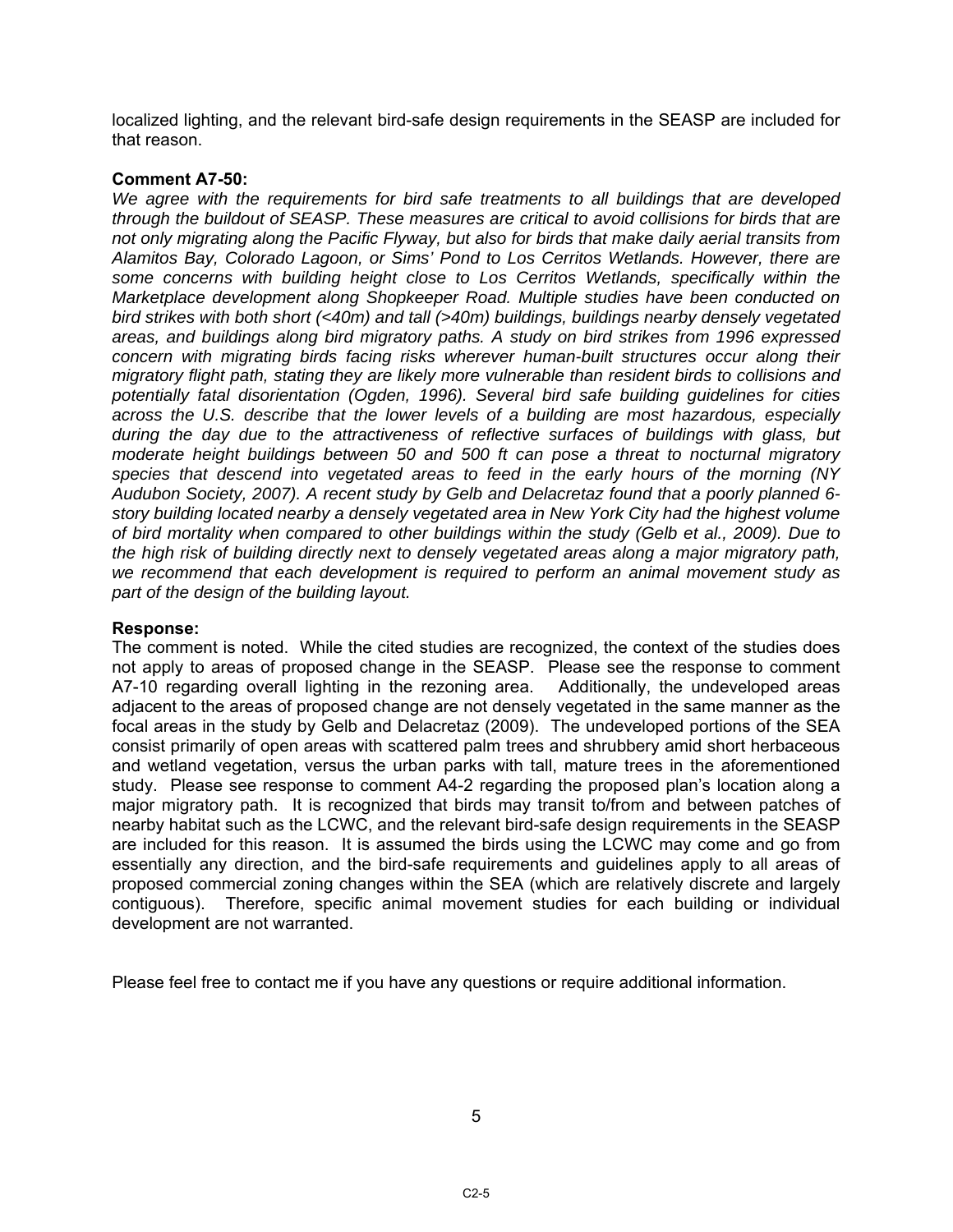localized lighting, and the relevant bird-safe design requirements in the SEASP are included for that reason.

**Comment A7-50:**

*We agree with the requirements for bird safe treatments to all buildings that are developed through the buildout of SEASP. These measures are critical to avoid collisions for birds that are not only migrating along the Pacific Flyway, but also for birds that make daily aerial transits from Alamitos Bay, Colorado Lagoon, or Sims' Pond to Los Cerritos Wetlands. However, there are some concerns with building height close to Los Cerritos Wetlands, specifically within the Marketplace development along Shopkeeper Road. Multiple studies have been conducted on bird strikes with both short (<40m) and tall (>40m) buildings, buildings nearby densely vegetated areas, and buildings along bird migratory paths. A study on bird strikes from 1996 expressed concern with migrating birds facing risks wherever human-built structures occur along their migratory flight path, stating they are likely more vulnerable than resident birds to collisions and potentially fatal disorientation (Ogden, 1996). Several bird safe building guidelines for cities across the U.S. describe that the lower levels of a building are most hazardous, especially during the day due to the attractiveness of reflective surfaces of buildings with glass, but moderate height buildings between 50 and 500 ft can pose a threat to nocturnal migratory species that descend into vegetated areas to feed in the early hours of the morning (NY Audubon Society, 2007). A recent study by Gelb and Delacretaz found that a poorly planned 6-story building located nearby a densely vegetated area in New York City had the highest volume of bird mortality when compared to other buildings within the study (Gelb et al., 2009). Due to the high risk of building directly next to densely vegetated areas along a major migratory path, we recommend that each development is required to perform an animal movement study as part of the design of the building layout.*

**Response:**

The comment is noted. While the cited studies are recognized, the context of the studies does not apply to areas of proposed change in the SEASP. Please see the response to comment A7-10 regarding overall lighting in the rezoning area. Additionally, the undeveloped areas adjacent to the areas of proposed change are not densely vegetated in the same manner as the focal areas in the study by Gelb and Delacretaz (2009). The undeveloped portions of the SEA consist primarily of open areas with scattered palm trees and shrubbery amid short herbaceous and wetland vegetation, versus the urban parks with tall, mature trees in the aforementioned study. Please see response to comment A4-2 regarding the proposed plan's location along a major migratory path. It is recognized that birds may transit to/from and between patches of nearby habitat such as the LCWC, and the relevant bird-safe design requirements in the SEASP are included for this reason. It is assumed the birds using the LCWC may come and go from essentially any direction, and the bird-safe requirements and guidelines apply to all areas of proposed commercial zoning changes within the SEA (which are relatively discrete and largely contiguous). Therefore, specific animal movement studies for each building or individual development are not warranted.

Please feel free to contact me if you have any questions or require additional information.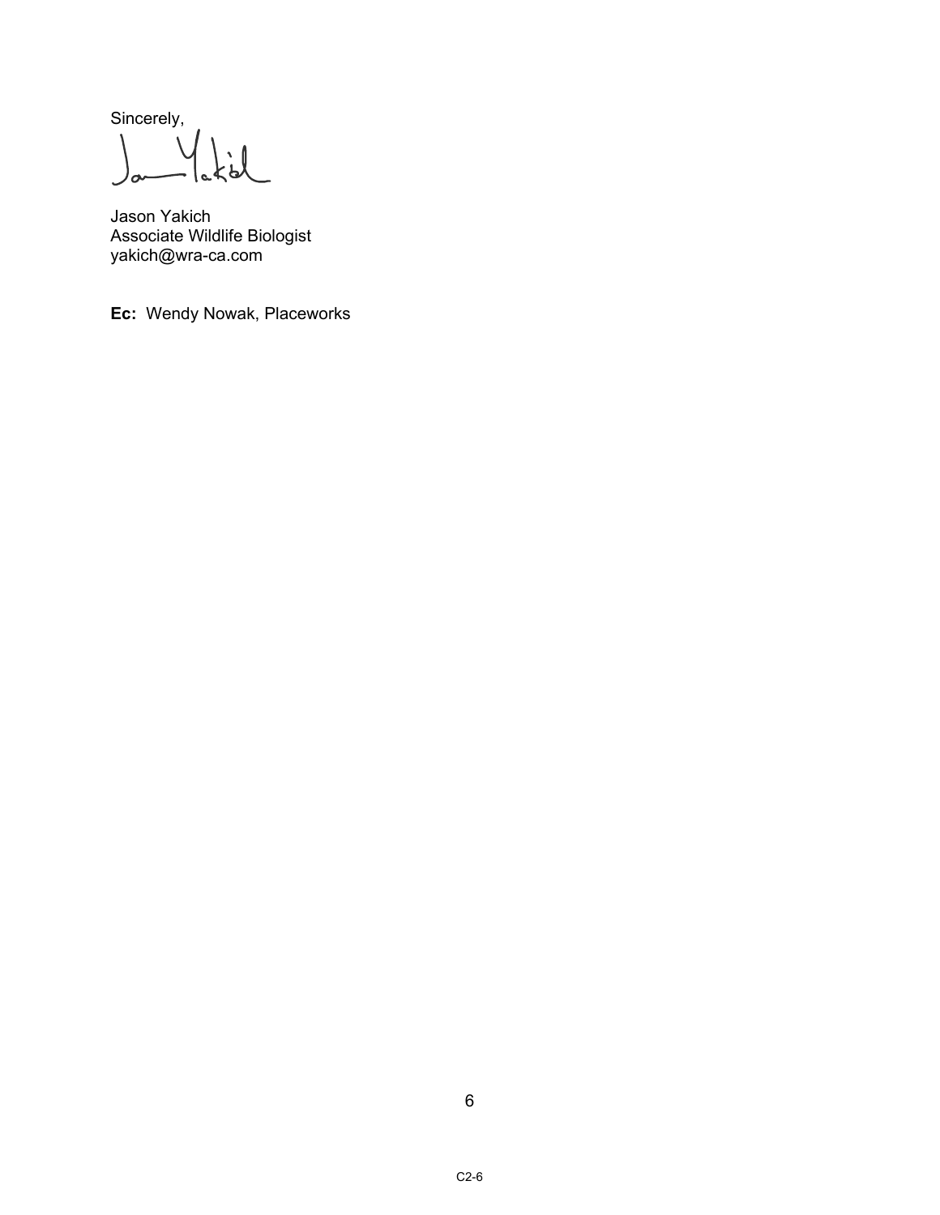Sincerely,

Jason Yakich
Associate Wildlife Biologist
yakich@wra-ca.com

**Ec:** Wendy Nowak, Placeworks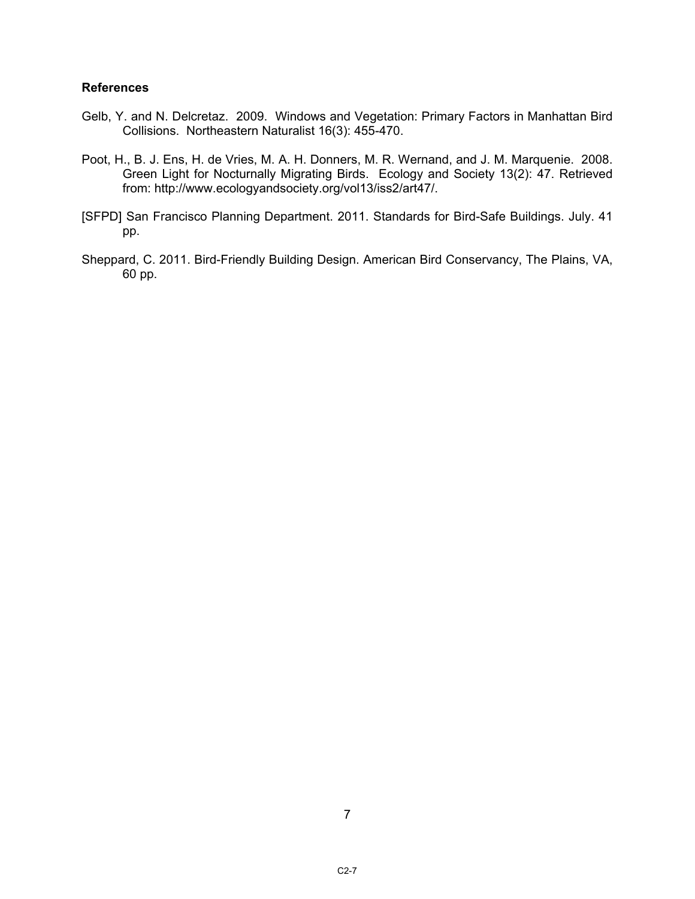**References**

Gelb, Y. and N. Delcretaz. 2009. Windows and Vegetation: Primary Factors in Manhattan Bird Collisions. Northeastern Naturalist 16(3): 455-470.

Poot, H., B. J. Ens, H. de Vries, M. A. H. Donners, M. R. Wernand, and J. M. Marquenie. 2008. Green Light for Nocturnally Migrating Birds. Ecology and Society 13(2): 47. Retrieved from: http://www.ecologyandsociety.org/vol13/iss2/art47/.

[SFPD] San Francisco Planning Department. 2011. Standards for Bird-Safe Buildings. July. 41 pp.

Sheppard, C. 2011. Bird-Friendly Building Design. American Bird Conservancy, The Plains, VA, 60 pp.